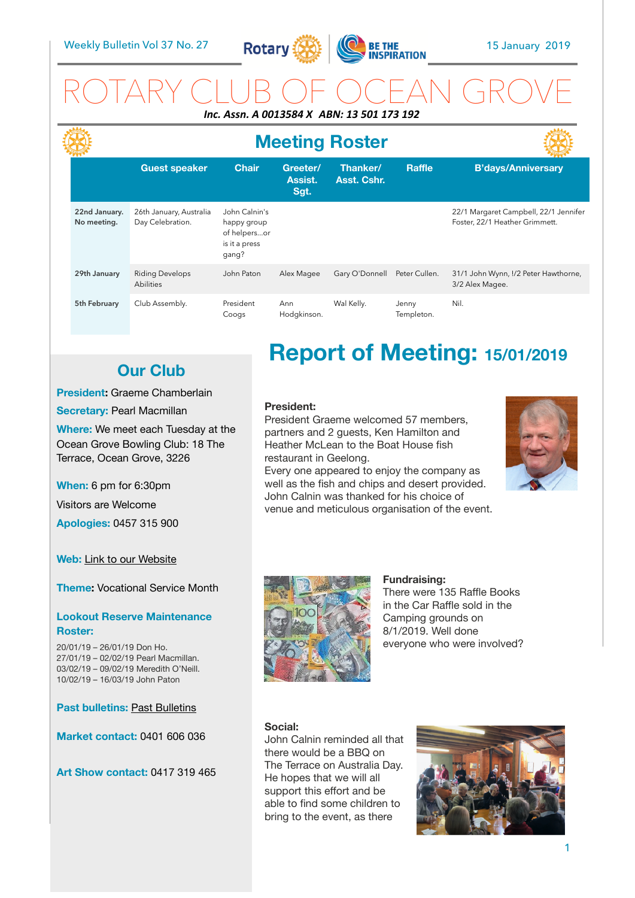Weekly Bulletin Vol 37 No. 27

15 January 2019

# ROTARY CLUB OF OCEAN GROVE

***Inc. Assn. A 0013584 X ABN: 13 501 173 192***

## Meeting Roster

| | Guest speaker | Chair | Greeter/ Assist. Sgt. | Thanker/ Asst. Cshr. | Raffle | B'days/Anniversary |
|---|---|---|---|---|---|---|
| 22nd January. No meeting. | 26th January, Australia Day Celebration. | John Calnin's happy group of helpers...or is it a press gang? | | | | 22/1 Margaret Campbell, 22/1 Jennifer Foster, 22/1 Heather Grimmett. |
| 29th January | Riding Develops Abilities | John Paton | Alex Magee | Gary O'Donnell | Peter Cullen. | 31/1 John Wynn, !/2 Peter Hawthorne, 3/2 Alex Magee. |
| 5th February | Club Assembly. | President Coogs | Ann Hodgkinson. | Wal Kelly. | Jenny Templeton. | Nil. |

## Our Club

**President:** Graeme Chamberlain

**Secretary:** Pearl Macmillan

**Where:** We meet each Tuesday at the Ocean Grove Bowling Club: 18 The Terrace, Ocean Grove, 3226

**When:** 6 pm for 6:30pm

Visitors are Welcome

**Apologies:** 0457 315 900

**Web:** Link to our Website

**Theme:** Vocational Service Month

**Lookout Reserve Maintenance Roster:**

20/01/19 – 26/01/19 Don Ho.
27/01/19 – 02/02/19 Pearl Macmillan.
03/02/19 – 09/02/19 Meredith O'Neill.
10/02/19 – 16/03/19 John Paton

**Past bulletins:** Past Bulletins

**Market contact:** 0401 606 036

**Art Show contact:** 0417 319 465

# Report of Meeting: 15/01/2019

**President:**
President Graeme welcomed 57 members, partners and 2 guests, Ken Hamilton and Heather McLean to the Boat House fish restaurant in Geelong.
Every one appeared to enjoy the company as well as the fish and chips and desert provided. John Calnin was thanked for his choice of venue and meticulous organisation of the event.

**Fundraising:**
There were 135 Raffle Books in the Car Raffle sold in the Camping grounds on 8/1/2019. Well done everyone who were involved?

**Social:**
John Calnin reminded all that there would be a BBQ on The Terrace on Australia Day. He hopes that we will all support this effort and be able to find some children to bring to the event, as there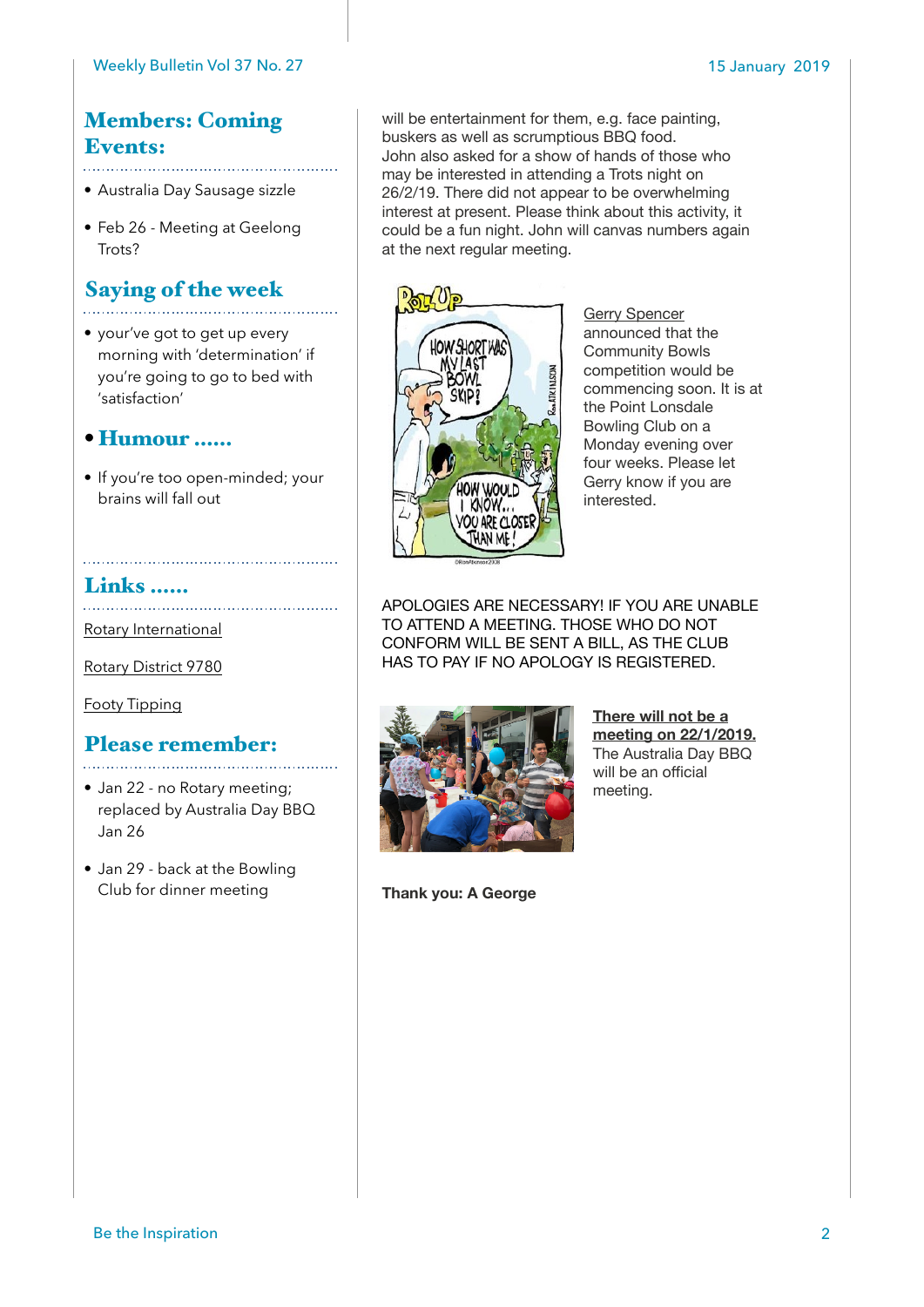## Members: Coming Events:

- Australia Day Sausage sizzle
- Feb 26 - Meeting at Geelong Trots?

## Saying of the week

- your've got to get up every morning with 'determination' if you're going to go to bed with 'satisfaction'

## • Humour ……

- If you're too open-minded; your brains will fall out

## Links ……

Rotary International

Rotary District 9780

Footy Tipping

## Please remember:

- Jan 22 - no Rotary meeting; replaced by Australia Day BBQ Jan 26
- Jan 29 - back at the Bowling Club for dinner meeting

will be entertainment for them, e.g. face painting, buskers as well as scrumptious BBQ food.
John also asked for a show of hands of those who may be interested in attending a Trots night on 26/2/19. There did not appear to be overwhelming interest at present. Please think about this activity, it could be a fun night. John will canvas numbers again at the next regular meeting.

Gerry Spencer announced that the Community Bowls competition would be commencing soon. It is at the Point Lonsdale Bowling Club on a Monday evening over four weeks. Please let Gerry know if you are interested.

APOLOGIES ARE NECESSARY! IF YOU ARE UNABLE TO ATTEND A MEETING. THOSE WHO DO NOT CONFORM WILL BE SENT A BILL, AS THE CLUB HAS TO PAY IF NO APOLOGY IS REGISTERED.

**There will not be a meeting on 22/1/2019.** The Australia Day BBQ will be an official meeting.

**Thank you: A George**